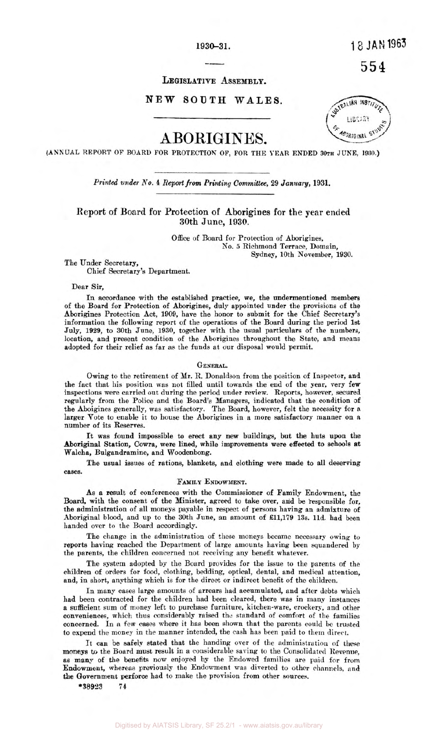1930–31.

**LEGISLATIVE ASSEMBLY.**

**NEW SOUTH WALES.**

# ABORIGINES.

(ANNUAL REPORT OF BOARD FOR PROTECTION OF, FOR THE YEAR ENDED 30TH JUNE, 1930.)

*Printed under No. 4 Report from Printing Committee, 29 January, 1931.*

## Report of Board for Protection of Aborigines for the year ended 30th June, 1930.

Office of Board for Protection of Aborigines,
No. 5 Richmond Terrace, Domain,
Sydney, 10th November, 1930.

The Under Secretary,
Chief Secretary's Department.

Dear Sir,

In accordance with the established practice, we, the undermentioned members of the Board for Protection of Aborigines, duly appointed under the provisions of the Aborigines Protection Act, 1909, have the honor to submit for the Chief Secretary's information the following report of the operations of the Board during the period 1st July, 1929, to 30th June, 1930, together with the usual particulars of the numbers, location, and present condition of the Aborigines throughout the State, and means adopted for their relief as far as the funds at our disposal would permit.

### GENERAL.

Owing to the retirement of Mr. R. Donaldson from the position of Inspector, and the fact that his position was not filled until towards the end of the year, very few inspections were carried out during the period under review. Reports, however, secured regularly from the Police and the Board's Managers, indicated that the condition of the Aboigines generally, was satisfactory. The Board, however, felt the necessity for a larger Vote to enable it to house the Aborigines in a more satisfactory manner on a number of its Reserves.

It was found impossible to erect any new buildings, but the huts upon the Aboriginal Station, Cowra, were lined, while improvements were effected to schools at Walcha, Bulgandramine, and Woodenbong.

The usual issues of rations, blankets, and clothing were made to all deserving cases.

### FAMILY ENDOWMENT.

As a result of conferences with the Commissioner of Family Endowment, the Board, with the consent of the Minister, agreed to take over, and be responsible for, the administration of all moneys payable in respect of persons having an admixture of Aboriginal blood, and up to the 30th June, an amount of £11,179 13s. 11d. had been handed over to the Board accordingly.

The change in the administration of these moneys became necessary owing to reports having reached the Department of large amounts having been squandered by the parents, the children concerned not receiving any benefit whatever.

The system adopted by the Board provides for the issue to the parents of the children of orders for food, clothing, bedding, optical, dental, and medical attention, and, in short, anything which is for the direct or indirect benefit of the children.

In many cases large amounts of arrears had accumulated, and after debts which had been contracted for the children had been cleared, there was in many instances a sufficient sum of money left to purchase furniture, kitchen-ware, crockery, and other conveniences, which thus considerably raised the standard of comfort of the families concerned. In a few cases where it has been shown that the parents could be trusted to expend the money in the manner intended, the cash has been paid to them direct.

It can be safely stated that the handing over of the administration of these moneys to the Board must result in a considerable saving to the Consolidated Revenue, as many of the benefits now enjoyed by the Endowed families are paid for from Endowment, whereas previously the Endowment was diverted to other channels, and the Government perforce had to make the provision from other sources.

*38923 74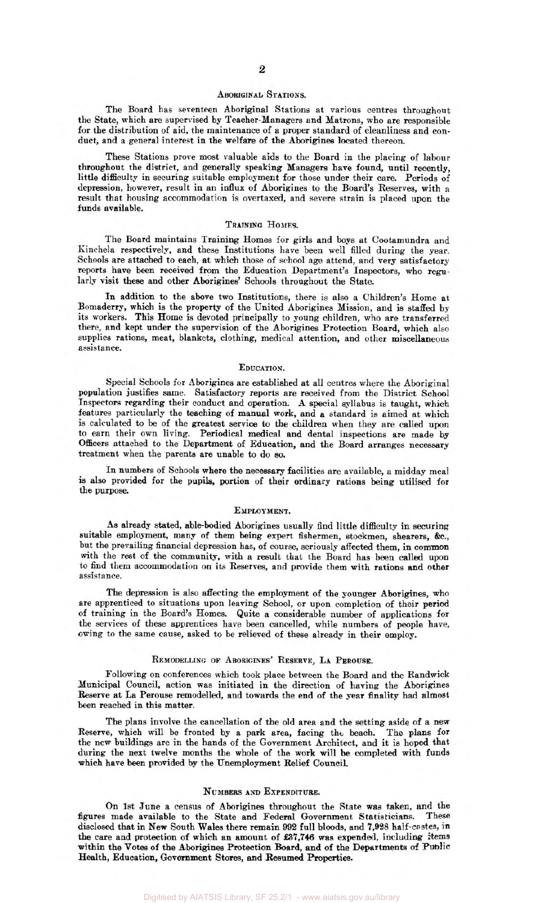## Aboriginal Stations.

The Board has seventeen Aboriginal Stations at various centres throughout the State, which are supervised by Teacher-Managers and Matrons, who are responsible for the distribution of aid, the maintenance of a proper standard of cleanliness and conduct, and a general interest in the welfare of the Aborigines located thereon.

These Stations prove most valuable aids to the Board in the placing of labour throughout the district, and generally speaking Managers have found, until recently, little difficulty in securing suitable employment for those under their care. Periods of depression, however, result in an influx of Aborigines to the Board's Reserves, with a result that housing accommodation is overtaxed, and severe strain is placed upon the funds available.

## Training Homes.

The Board maintains Training Homes for girls and boys at Cootamundra and Kinchela respectively, and these Institutions have been well filled during the year. Schools are attached to each, at which those of school age attend, and very satisfactory reports have been received from the Education Department's Inspectors, who regularly visit these and other Aborigines' Schools throughout the State.

In addition to the above two Institutions, there is also a Children's Home at Bomaderry, which is the property of the United Aborigines Mission, and is staffed by its workers. This Home is devoted principally to young children, who are transferred there, and kept under the supervision of the Aborigines Protection Board, which also supplies rations, meat, blankets, clothing, medical attention, and other miscellaneous assistance.

## Education.

Special Schools for Aborigines are established at all centres where the Aboriginal population justifies same. Satisfactory reports are received from the District School Inspectors regarding their conduct and operation. A special syllabus is taught, which features particularly the teaching of manual work, and a standard is aimed at which is calculated to be of the greatest service to the children when they are called upon to earn their own living. Periodical medical and dental inspections are made by Officers attached to the Department of Education, and the Board arranges necessary treatment when the parents are unable to do so.

In numbers of Schools where the necessary facilities are available, a midday meal is also provided for the pupils, portion of their ordinary rations being utilised for the purpose.

## Employment.

As already stated, able-bodied Aborigines usually find little difficulty in securing suitable employment, many of them being expert fishermen, stockmen, shearers, &c., but the prevailing financial depression has, of course, seriously affected them, in common with the rest of the community, with a result that the Board has been called upon to find them accommodation on its Reserves, and provide them with rations and other assistance.

The depression is also affecting the employment of the younger Aborigines, who are apprenticed to situations upon leaving School, or upon completion of their period of training in the Board's Homes. Quite a considerable number of applications for the services of these apprentices have been cancelled, while numbers of people have, owing to the same cause, asked to be relieved of these already in their employ.

## Remodelling of Aborigines' Reserve, La Perouse.

Following on conferences which took place between the Board and the Randwick Municipal Council, action was initiated in the direction of having the Aborigines Reserve at La Perouse remodelled, and towards the end of the year finality had almost been reached in this matter.

The plans involve the cancellation of the old area and the setting aside of a new Reserve, which will be fronted by a park area, facing the beach. The plans for the new buildings are in the hands of the Government Architect, and it is hoped that during the next twelve months the whole of the work will be completed with funds which have been provided by the Unemployment Relief Council.

## Numbers and Expenditure.

On 1st June a census of Aborigines throughout the State was taken, and the figures made available to the State and Federal Government Statisticians. These disclosed that in New South Wales there remain 992 full bloods, and 7,928 half-castes, in the care and protection of which an amount of £37,746 was expended, including items within the Votes of the Aborigines Protection Board, and of the Departments of Public Health, Education, Government Stores, and Resumed Properties.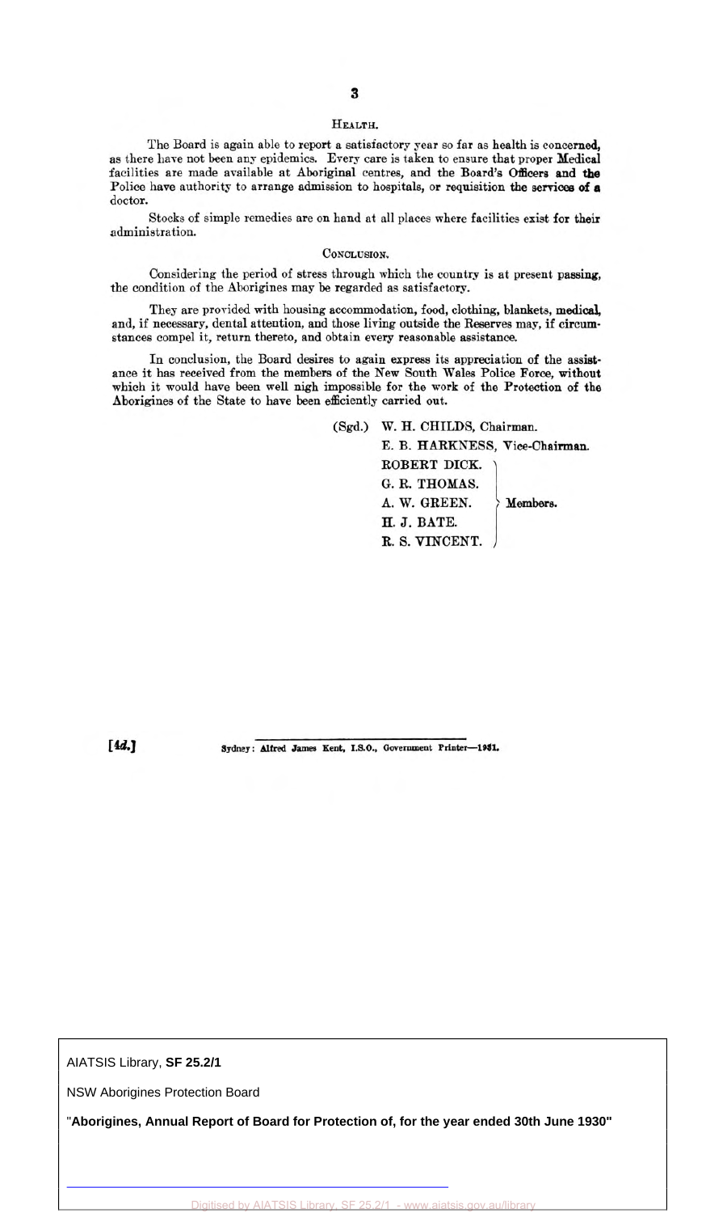## HEALTH.

The Board is again able to report a satisfactory year so far as health is concerned, as there have not been any epidemics. Every care is taken to ensure that proper Medical facilities are made available at Aboriginal centres, and the Board's Officers and the Police have authority to arrange admission to hospitals, or requisition the services of a doctor.

Stocks of simple remedies are on hand at all places where facilities exist for their administration.

## CONCLUSION.

Considering the period of stress through which the country is at present passing, the condition of the Aborigines may be regarded as satisfactory.

They are provided with housing accommodation, food, clothing, blankets, medical, and, if necessary, dental attention, and those living outside the Reserves may, if circumstances compel it, return thereto, and obtain every reasonable assistance.

In conclusion, the Board desires to again express its appreciation of the assistance it has received from the members of the New South Wales Police Force, without which it would have been well nigh impossible for the work of the Protection of the Aborigines of the State to have been efficiently carried out.

(Sgd.) W. H. CHILDS, Chairman.
E. B. HARKNESS, Vice-Chairman.
ROBERT DICK.
G. R. THOMAS.
A. W. GREEN.
H. J. BATE.
R. S. VINCENT.
} Members.

[4d.]

Sydney: Alfred James Kent, I.S.O., Government Printer—1931.

AIATSIS Library, **SF 25.2/1**

NSW Aborigines Protection Board

"**Aborigines, Annual Report of Board for Protection of, for the year ended 30th June 1930**"